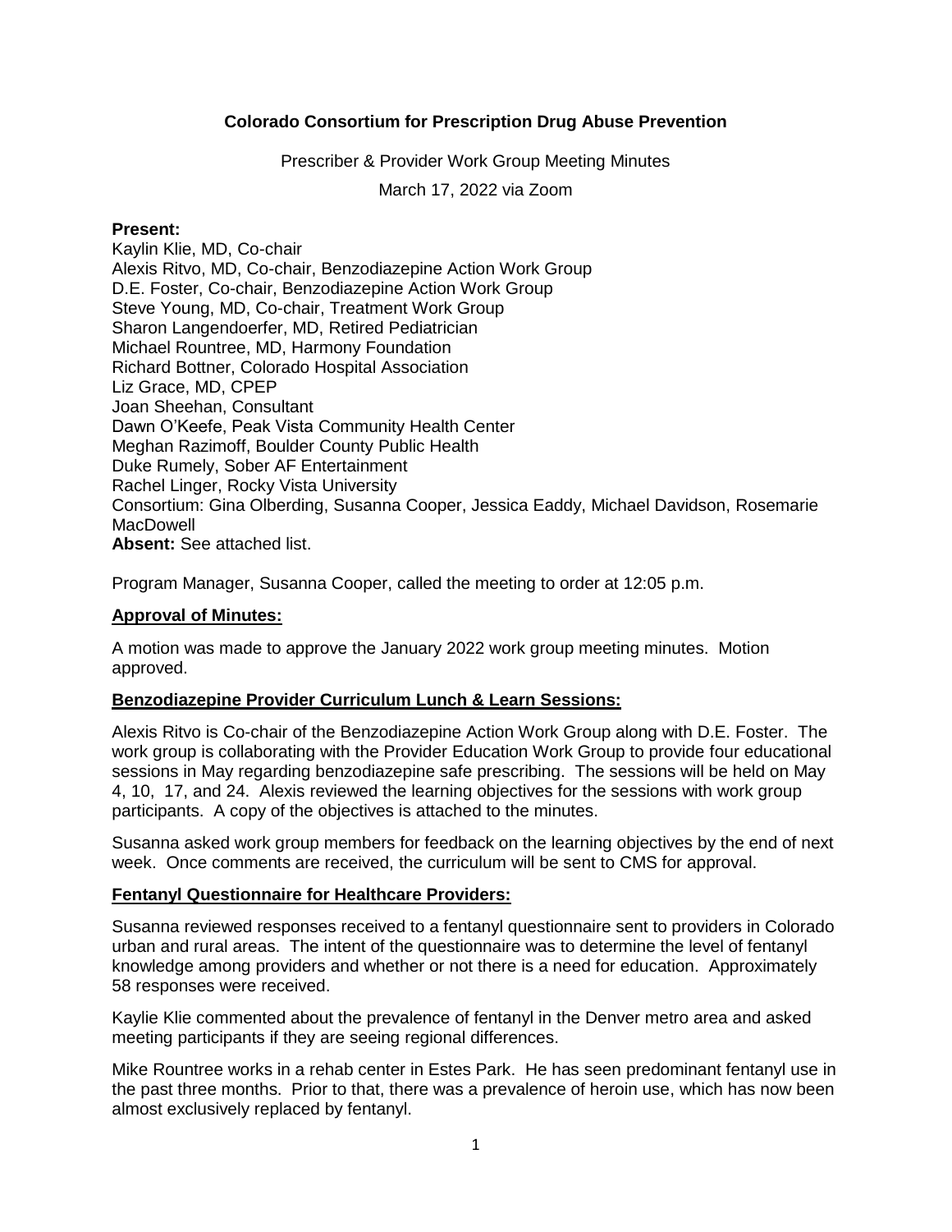**Colorado Consortium for Prescription Drug Abuse Prevention**

Prescriber & Provider Work Group Meeting Minutes

March 17, 2022 via Zoom

**Present:**
Kaylin Klie, MD, Co-chair
Alexis Ritvo, MD, Co-chair, Benzodiazepine Action Work Group
D.E. Foster, Co-chair, Benzodiazepine Action Work Group
Steve Young, MD, Co-chair, Treatment Work Group
Sharon Langendoerfer, MD, Retired Pediatrician
Michael Rountree, MD, Harmony Foundation
Richard Bottner, Colorado Hospital Association
Liz Grace, MD, CPEP
Joan Sheehan, Consultant
Dawn O'Keefe, Peak Vista Community Health Center
Meghan Razimoff, Boulder County Public Health
Duke Rumely, Sober AF Entertainment
Rachel Linger, Rocky Vista University
Consortium: Gina Olberding, Susanna Cooper, Jessica Eaddy, Michael Davidson, Rosemarie MacDowell
**Absent:** See attached list.

Program Manager, Susanna Cooper, called the meeting to order at 12:05 p.m.

**Approval of Minutes:**

A motion was made to approve the January 2022 work group meeting minutes. Motion approved.

**Benzodiazepine Provider Curriculum Lunch & Learn Sessions:**

Alexis Ritvo is Co-chair of the Benzodiazepine Action Work Group along with D.E. Foster. The work group is collaborating with the Provider Education Work Group to provide four educational sessions in May regarding benzodiazepine safe prescribing. The sessions will be held on May 4, 10, 17, and 24. Alexis reviewed the learning objectives for the sessions with work group participants. A copy of the objectives is attached to the minutes.

Susanna asked work group members for feedback on the learning objectives by the end of next week. Once comments are received, the curriculum will be sent to CMS for approval.

**Fentanyl Questionnaire for Healthcare Providers:**

Susanna reviewed responses received to a fentanyl questionnaire sent to providers in Colorado urban and rural areas. The intent of the questionnaire was to determine the level of fentanyl knowledge among providers and whether or not there is a need for education. Approximately 58 responses were received.

Kaylie Klie commented about the prevalence of fentanyl in the Denver metro area and asked meeting participants if they are seeing regional differences.

Mike Rountree works in a rehab center in Estes Park. He has seen predominant fentanyl use in the past three months. Prior to that, there was a prevalence of heroin use, which has now been almost exclusively replaced by fentanyl.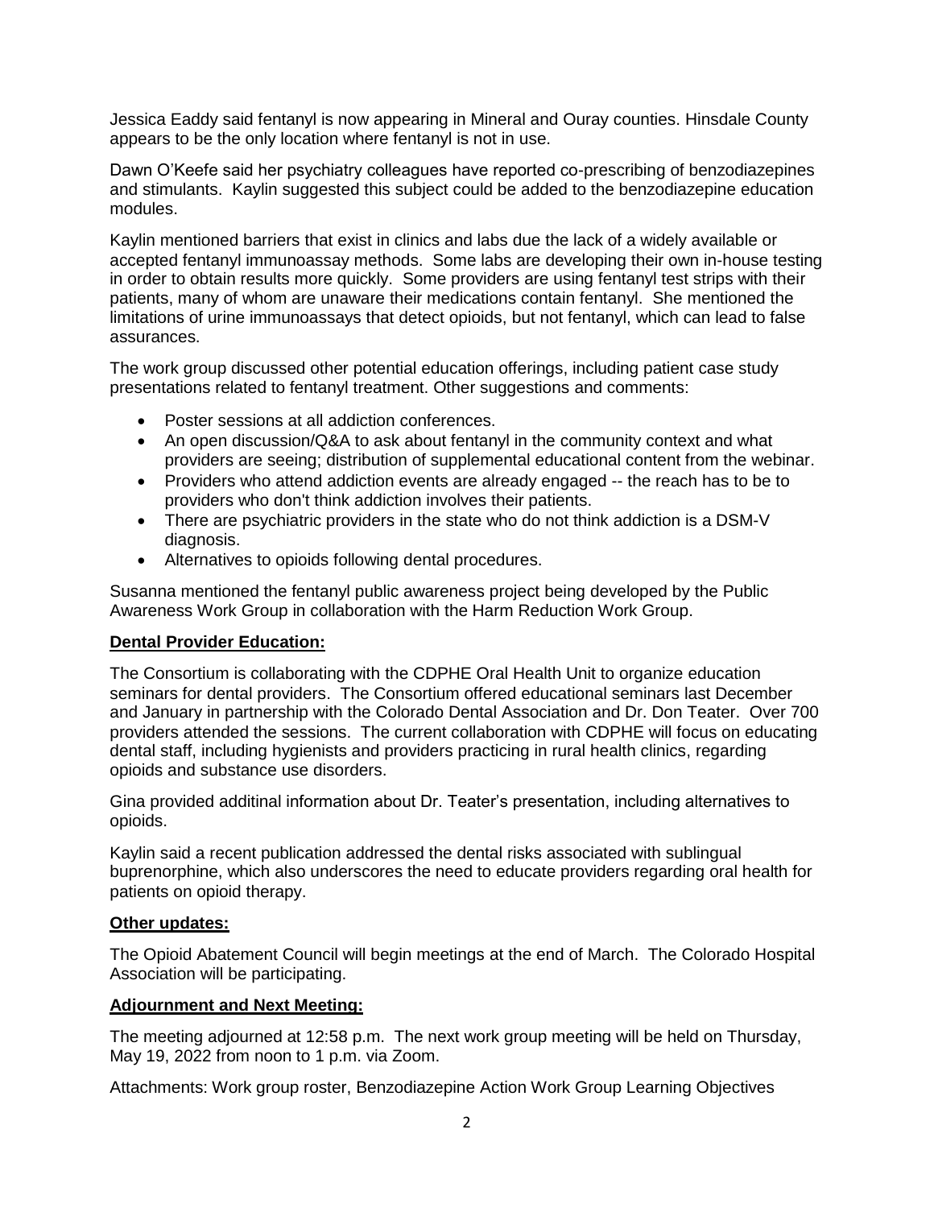Jessica Eaddy said fentanyl is now appearing in Mineral and Ouray counties. Hinsdale County appears to be the only location where fentanyl is not in use.

Dawn O'Keefe said her psychiatry colleagues have reported co-prescribing of benzodiazepines and stimulants. Kaylin suggested this subject could be added to the benzodiazepine education modules.

Kaylin mentioned barriers that exist in clinics and labs due the lack of a widely available or accepted fentanyl immunoassay methods. Some labs are developing their own in-house testing in order to obtain results more quickly. Some providers are using fentanyl test strips with their patients, many of whom are unaware their medications contain fentanyl. She mentioned the limitations of urine immunoassays that detect opioids, but not fentanyl, which can lead to false assurances.

The work group discussed other potential education offerings, including patient case study presentations related to fentanyl treatment. Other suggestions and comments:

- Poster sessions at all addiction conferences.
- An open discussion/Q&A to ask about fentanyl in the community context and what providers are seeing; distribution of supplemental educational content from the webinar.
- Providers who attend addiction events are already engaged -- the reach has to be to providers who don't think addiction involves their patients.
- There are psychiatric providers in the state who do not think addiction is a DSM-V diagnosis.
- Alternatives to opioids following dental procedures.

Susanna mentioned the fentanyl public awareness project being developed by the Public Awareness Work Group in collaboration with the Harm Reduction Work Group.

**Dental Provider Education:**

The Consortium is collaborating with the CDPHE Oral Health Unit to organize education seminars for dental providers. The Consortium offered educational seminars last December and January in partnership with the Colorado Dental Association and Dr. Don Teater. Over 700 providers attended the sessions. The current collaboration with CDPHE will focus on educating dental staff, including hygienists and providers practicing in rural health clinics, regarding opioids and substance use disorders.

Gina provided additinal information about Dr. Teater's presentation, including alternatives to opioids.

Kaylin said a recent publication addressed the dental risks associated with sublingual buprenorphine, which also underscores the need to educate providers regarding oral health for patients on opioid therapy.

**Other updates:**

The Opioid Abatement Council will begin meetings at the end of March. The Colorado Hospital Association will be participating.

**Adjournment and Next Meeting:**

The meeting adjourned at 12:58 p.m. The next work group meeting will be held on Thursday, May 19, 2022 from noon to 1 p.m. via Zoom.

Attachments: Work group roster, Benzodiazepine Action Work Group Learning Objectives